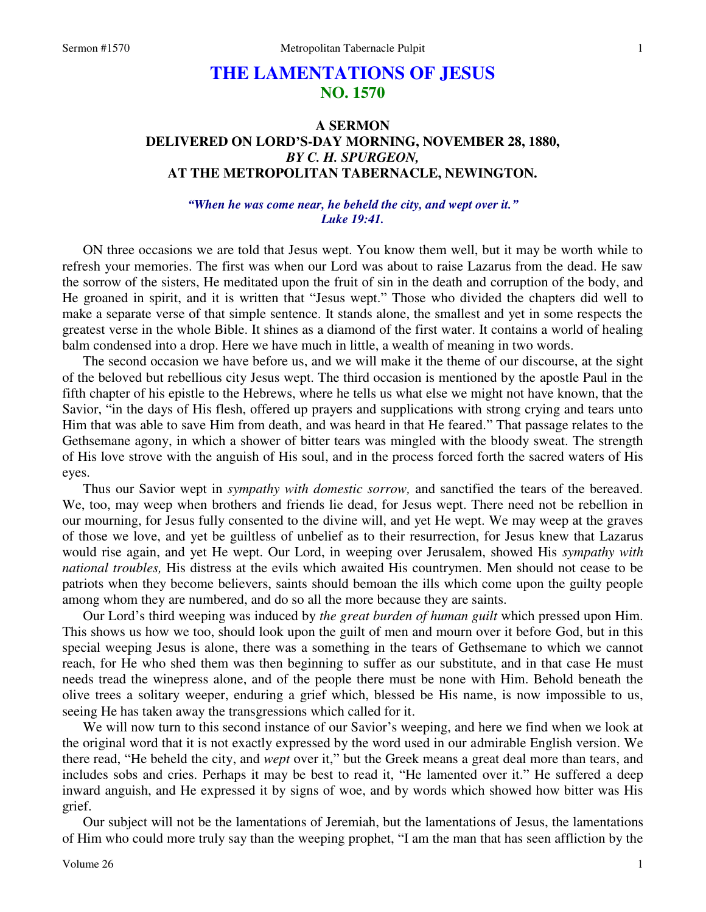# THE LAMENTATIONS OF JESUS
## NO. 1570

### A SERMON
### DELIVERED ON LORD'S-DAY MORNING, NOVEMBER 28, 1880,
### *BY C. H. SPURGEON,*
### AT THE METROPOLITAN TABERNACLE, NEWINGTON.

*"When he was come near, he beheld the city, and wept over it."*
*Luke 19:41.*

ON three occasions we are told that Jesus wept. You know them well, but it may be worth while to refresh your memories. The first was when our Lord was about to raise Lazarus from the dead. He saw the sorrow of the sisters, He meditated upon the fruit of sin in the death and corruption of the body, and He groaned in spirit, and it is written that "Jesus wept." Those who divided the chapters did well to make a separate verse of that simple sentence. It stands alone, the smallest and yet in some respects the greatest verse in the whole Bible. It shines as a diamond of the first water. It contains a world of healing balm condensed into a drop. Here we have much in little, a wealth of meaning in two words.

The second occasion we have before us, and we will make it the theme of our discourse, at the sight of the beloved but rebellious city Jesus wept. The third occasion is mentioned by the apostle Paul in the fifth chapter of his epistle to the Hebrews, where he tells us what else we might not have known, that the Savior, "in the days of His flesh, offered up prayers and supplications with strong crying and tears unto Him that was able to save Him from death, and was heard in that He feared." That passage relates to the Gethsemane agony, in which a shower of bitter tears was mingled with the bloody sweat. The strength of His love strove with the anguish of His soul, and in the process forced forth the sacred waters of His eyes.

Thus our Savior wept in *sympathy with domestic sorrow,* and sanctified the tears of the bereaved. We, too, may weep when brothers and friends lie dead, for Jesus wept. There need not be rebellion in our mourning, for Jesus fully consented to the divine will, and yet He wept. We may weep at the graves of those we love, and yet be guiltless of unbelief as to their resurrection, for Jesus knew that Lazarus would rise again, and yet He wept. Our Lord, in weeping over Jerusalem, showed His *sympathy with national troubles,* His distress at the evils which awaited His countrymen. Men should not cease to be patriots when they become believers, saints should bemoan the ills which come upon the guilty people among whom they are numbered, and do so all the more because they are saints.

Our Lord's third weeping was induced by *the great burden of human guilt* which pressed upon Him. This shows us how we too, should look upon the guilt of men and mourn over it before God, but in this special weeping Jesus is alone, there was a something in the tears of Gethsemane to which we cannot reach, for He who shed them was then beginning to suffer as our substitute, and in that case He must needs tread the winepress alone, and of the people there must be none with Him. Behold beneath the olive trees a solitary weeper, enduring a grief which, blessed be His name, is now impossible to us, seeing He has taken away the transgressions which called for it.

We will now turn to this second instance of our Savior's weeping, and here we find when we look at the original word that it is not exactly expressed by the word used in our admirable English version. We there read, "He beheld the city, and *wept* over it," but the Greek means a great deal more than tears, and includes sobs and cries. Perhaps it may be best to read it, "He lamented over it." He suffered a deep inward anguish, and He expressed it by signs of woe, and by words which showed how bitter was His grief.

Our subject will not be the lamentations of Jeremiah, but the lamentations of Jesus, the lamentations of Him who could more truly say than the weeping prophet, "I am the man that has seen affliction by the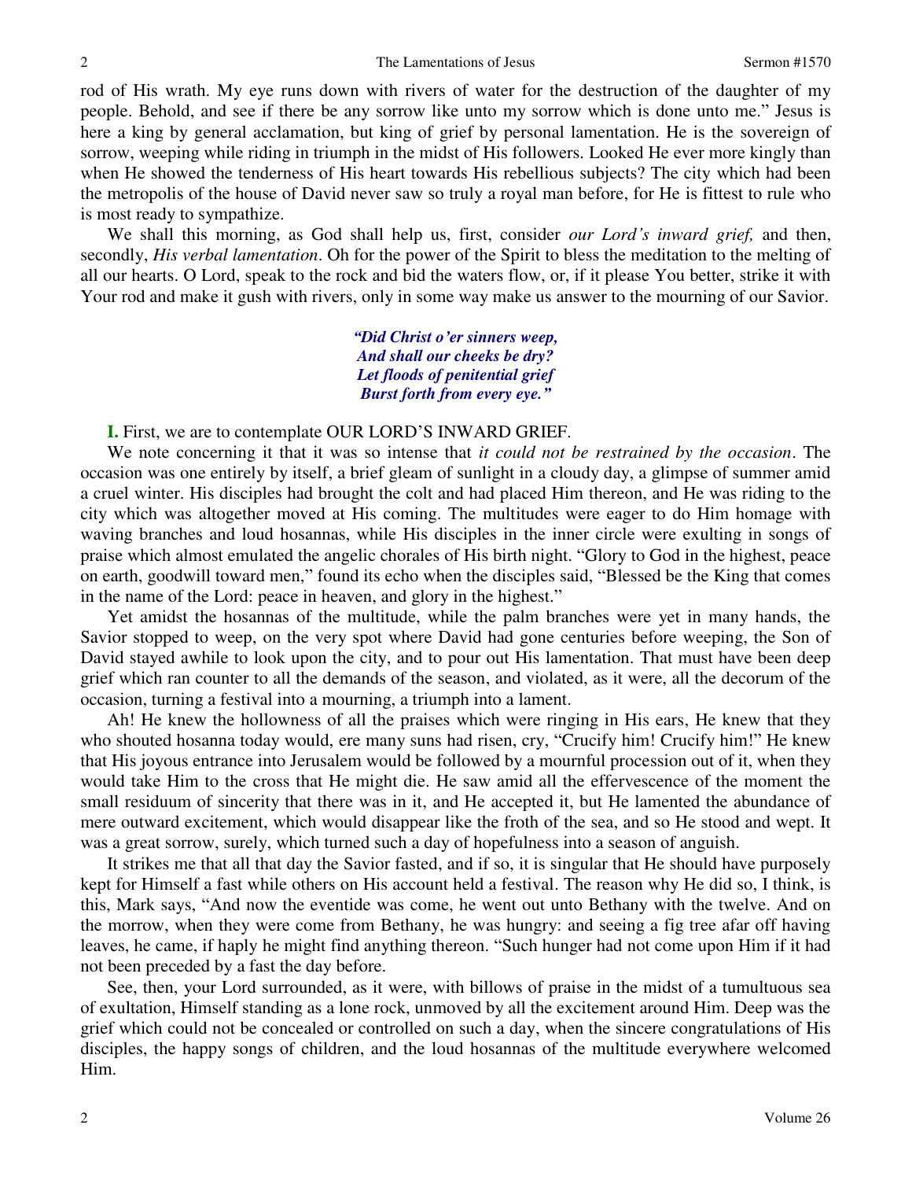rod of His wrath. My eye runs down with rivers of water for the destruction of the daughter of my people. Behold, and see if there be any sorrow like unto my sorrow which is done unto me." Jesus is here a king by general acclamation, but king of grief by personal lamentation. He is the sovereign of sorrow, weeping while riding in triumph in the midst of His followers. Looked He ever more kingly than when He showed the tenderness of His heart towards His rebellious subjects? The city which had been the metropolis of the house of David never saw so truly a royal man before, for He is fittest to rule who is most ready to sympathize.

We shall this morning, as God shall help us, first, consider *our Lord's inward grief,* and then, secondly, *His verbal lamentation*. Oh for the power of the Spirit to bless the meditation to the melting of all our hearts. O Lord, speak to the rock and bid the waters flow, or, if it please You better, strike it with Your rod and make it gush with rivers, only in some way make us answer to the mourning of our Savior.

> ***"Did Christ o'er sinners weep,***
> ***And shall our cheeks be dry?***
> ***Let floods of penitential grief***
> ***Burst forth from every eye."***

**I.** First, we are to contemplate OUR LORD'S INWARD GRIEF.

We note concerning it that it was so intense that *it could not be restrained by the occasion*. The occasion was one entirely by itself, a brief gleam of sunlight in a cloudy day, a glimpse of summer amid a cruel winter. His disciples had brought the colt and had placed Him thereon, and He was riding to the city which was altogether moved at His coming. The multitudes were eager to do Him homage with waving branches and loud hosannas, while His disciples in the inner circle were exulting in songs of praise which almost emulated the angelic chorales of His birth night. "Glory to God in the highest, peace on earth, goodwill toward men," found its echo when the disciples said, "Blessed be the King that comes in the name of the Lord: peace in heaven, and glory in the highest."

Yet amidst the hosannas of the multitude, while the palm branches were yet in many hands, the Savior stopped to weep, on the very spot where David had gone centuries before weeping, the Son of David stayed awhile to look upon the city, and to pour out His lamentation. That must have been deep grief which ran counter to all the demands of the season, and violated, as it were, all the decorum of the occasion, turning a festival into a mourning, a triumph into a lament.

Ah! He knew the hollowness of all the praises which were ringing in His ears, He knew that they who shouted hosanna today would, ere many suns had risen, cry, "Crucify him! Crucify him!" He knew that His joyous entrance into Jerusalem would be followed by a mournful procession out of it, when they would take Him to the cross that He might die. He saw amid all the effervescence of the moment the small residuum of sincerity that there was in it, and He accepted it, but He lamented the abundance of mere outward excitement, which would disappear like the froth of the sea, and so He stood and wept. It was a great sorrow, surely, which turned such a day of hopefulness into a season of anguish.

It strikes me that all that day the Savior fasted, and if so, it is singular that He should have purposely kept for Himself a fast while others on His account held a festival. The reason why He did so, I think, is this, Mark says, "And now the eventide was come, he went out unto Bethany with the twelve. And on the morrow, when they were come from Bethany, he was hungry: and seeing a fig tree afar off having leaves, he came, if haply he might find anything thereon. "Such hunger had not come upon Him if it had not been preceded by a fast the day before.

See, then, your Lord surrounded, as it were, with billows of praise in the midst of a tumultuous sea of exultation, Himself standing as a lone rock, unmoved by all the excitement around Him. Deep was the grief which could not be concealed or controlled on such a day, when the sincere congratulations of His disciples, the happy songs of children, and the loud hosannas of the multitude everywhere welcomed Him.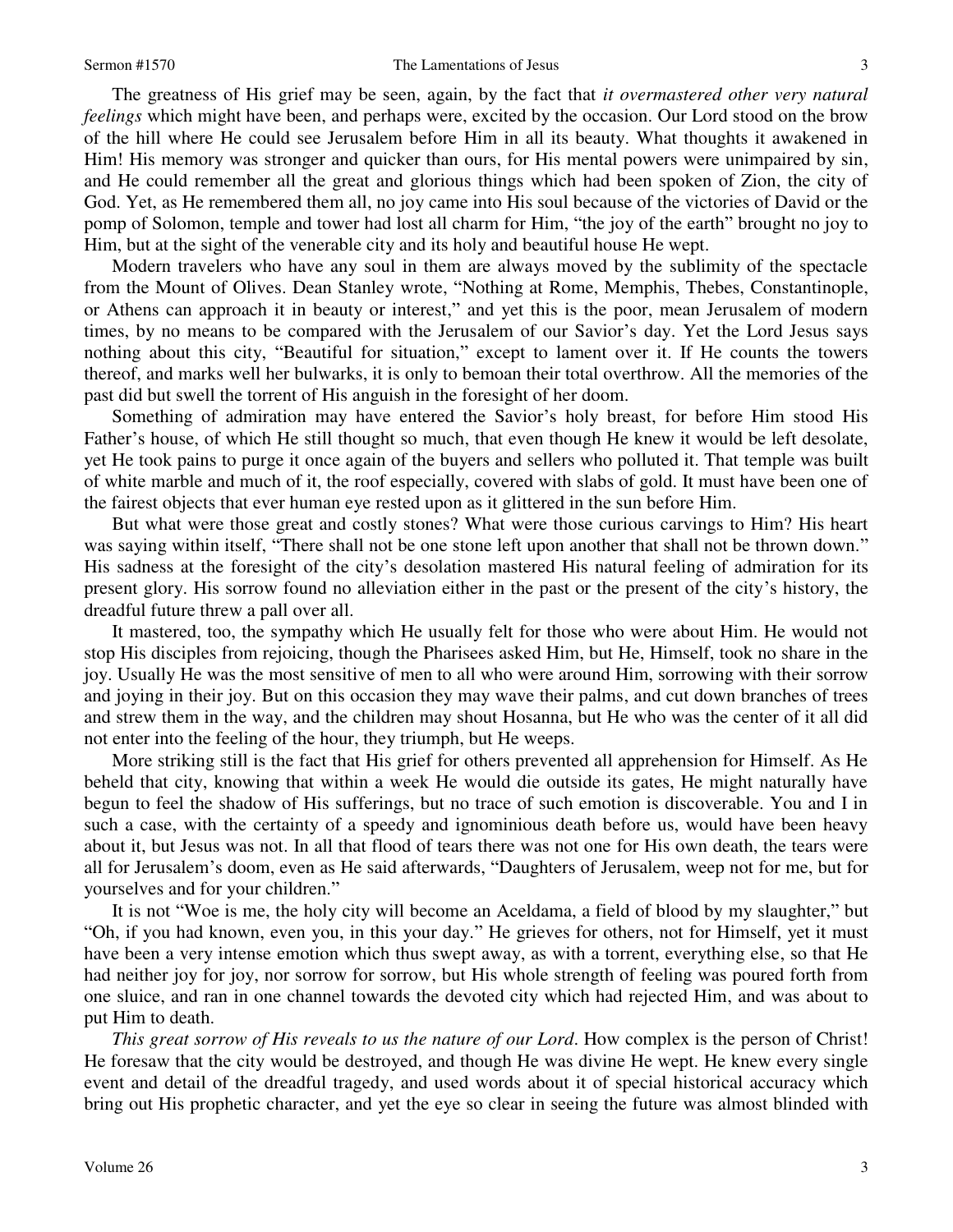The greatness of His grief may be seen, again, by the fact that *it overmastered other very natural feelings* which might have been, and perhaps were, excited by the occasion. Our Lord stood on the brow of the hill where He could see Jerusalem before Him in all its beauty. What thoughts it awakened in Him! His memory was stronger and quicker than ours, for His mental powers were unimpaired by sin, and He could remember all the great and glorious things which had been spoken of Zion, the city of God. Yet, as He remembered them all, no joy came into His soul because of the victories of David or the pomp of Solomon, temple and tower had lost all charm for Him, "the joy of the earth" brought no joy to Him, but at the sight of the venerable city and its holy and beautiful house He wept.

Modern travelers who have any soul in them are always moved by the sublimity of the spectacle from the Mount of Olives. Dean Stanley wrote, "Nothing at Rome, Memphis, Thebes, Constantinople, or Athens can approach it in beauty or interest," and yet this is the poor, mean Jerusalem of modern times, by no means to be compared with the Jerusalem of our Savior's day. Yet the Lord Jesus says nothing about this city, "Beautiful for situation," except to lament over it. If He counts the towers thereof, and marks well her bulwarks, it is only to bemoan their total overthrow. All the memories of the past did but swell the torrent of His anguish in the foresight of her doom.

Something of admiration may have entered the Savior's holy breast, for before Him stood His Father's house, of which He still thought so much, that even though He knew it would be left desolate, yet He took pains to purge it once again of the buyers and sellers who polluted it. That temple was built of white marble and much of it, the roof especially, covered with slabs of gold. It must have been one of the fairest objects that ever human eye rested upon as it glittered in the sun before Him.

But what were those great and costly stones? What were those curious carvings to Him? His heart was saying within itself, "There shall not be one stone left upon another that shall not be thrown down." His sadness at the foresight of the city's desolation mastered His natural feeling of admiration for its present glory. His sorrow found no alleviation either in the past or the present of the city's history, the dreadful future threw a pall over all.

It mastered, too, the sympathy which He usually felt for those who were about Him. He would not stop His disciples from rejoicing, though the Pharisees asked Him, but He, Himself, took no share in the joy. Usually He was the most sensitive of men to all who were around Him, sorrowing with their sorrow and joying in their joy. But on this occasion they may wave their palms, and cut down branches of trees and strew them in the way, and the children may shout Hosanna, but He who was the center of it all did not enter into the feeling of the hour, they triumph, but He weeps.

More striking still is the fact that His grief for others prevented all apprehension for Himself. As He beheld that city, knowing that within a week He would die outside its gates, He might naturally have begun to feel the shadow of His sufferings, but no trace of such emotion is discoverable. You and I in such a case, with the certainty of a speedy and ignominious death before us, would have been heavy about it, but Jesus was not. In all that flood of tears there was not one for His own death, the tears were all for Jerusalem's doom, even as He said afterwards, "Daughters of Jerusalem, weep not for me, but for yourselves and for your children."

It is not "Woe is me, the holy city will become an Aceldama, a field of blood by my slaughter," but "Oh, if you had known, even you, in this your day." He grieves for others, not for Himself, yet it must have been a very intense emotion which thus swept away, as with a torrent, everything else, so that He had neither joy for joy, nor sorrow for sorrow, but His whole strength of feeling was poured forth from one sluice, and ran in one channel towards the devoted city which had rejected Him, and was about to put Him to death.

*This great sorrow of His reveals to us the nature of our Lord*. How complex is the person of Christ! He foresaw that the city would be destroyed, and though He was divine He wept. He knew every single event and detail of the dreadful tragedy, and used words about it of special historical accuracy which bring out His prophetic character, and yet the eye so clear in seeing the future was almost blinded with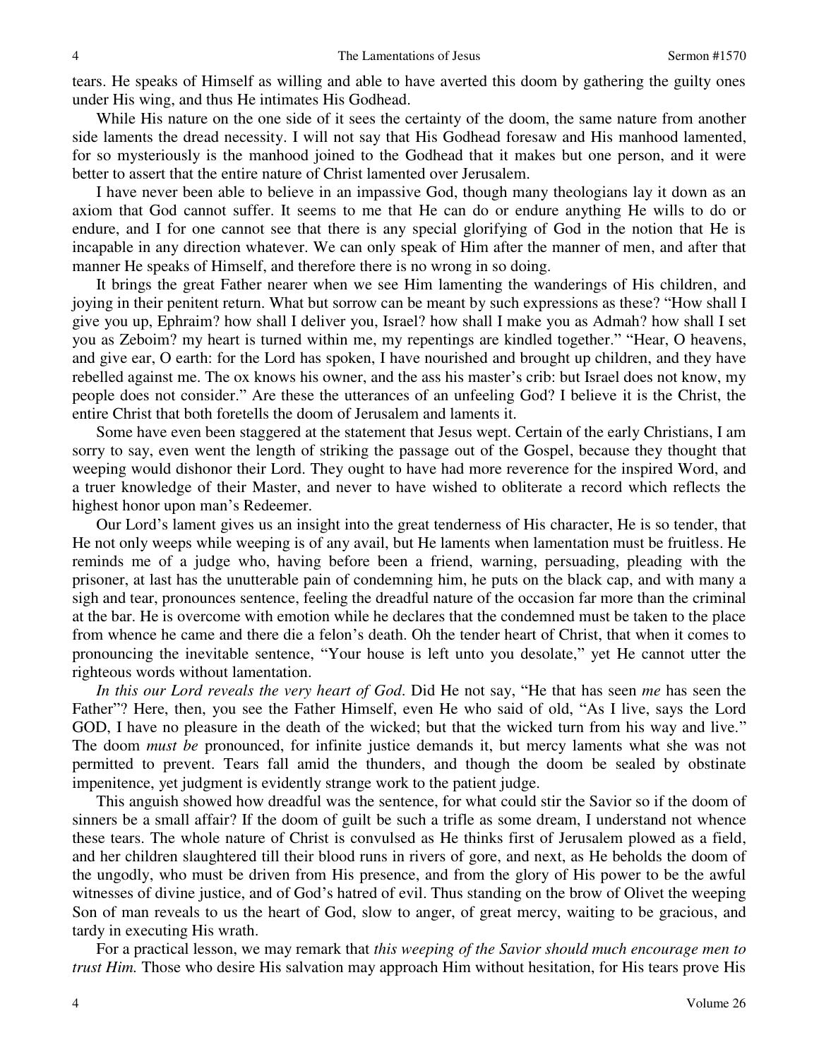tears. He speaks of Himself as willing and able to have averted this doom by gathering the guilty ones under His wing, and thus He intimates His Godhead.

While His nature on the one side of it sees the certainty of the doom, the same nature from another side laments the dread necessity. I will not say that His Godhead foresaw and His manhood lamented, for so mysteriously is the manhood joined to the Godhead that it makes but one person, and it were better to assert that the entire nature of Christ lamented over Jerusalem.

I have never been able to believe in an impassive God, though many theologians lay it down as an axiom that God cannot suffer. It seems to me that He can do or endure anything He wills to do or endure, and I for one cannot see that there is any special glorifying of God in the notion that He is incapable in any direction whatever. We can only speak of Him after the manner of men, and after that manner He speaks of Himself, and therefore there is no wrong in so doing.

It brings the great Father nearer when we see Him lamenting the wanderings of His children, and joying in their penitent return. What but sorrow can be meant by such expressions as these? "How shall I give you up, Ephraim? how shall I deliver you, Israel? how shall I make you as Admah? how shall I set you as Zeboim? my heart is turned within me, my repentings are kindled together." "Hear, O heavens, and give ear, O earth: for the Lord has spoken, I have nourished and brought up children, and they have rebelled against me. The ox knows his owner, and the ass his master's crib: but Israel does not know, my people does not consider." Are these the utterances of an unfeeling God? I believe it is the Christ, the entire Christ that both foretells the doom of Jerusalem and laments it.

Some have even been staggered at the statement that Jesus wept. Certain of the early Christians, I am sorry to say, even went the length of striking the passage out of the Gospel, because they thought that weeping would dishonor their Lord. They ought to have had more reverence for the inspired Word, and a truer knowledge of their Master, and never to have wished to obliterate a record which reflects the highest honor upon man's Redeemer.

Our Lord's lament gives us an insight into the great tenderness of His character, He is so tender, that He not only weeps while weeping is of any avail, but He laments when lamentation must be fruitless. He reminds me of a judge who, having before been a friend, warning, persuading, pleading with the prisoner, at last has the unutterable pain of condemning him, he puts on the black cap, and with many a sigh and tear, pronounces sentence, feeling the dreadful nature of the occasion far more than the criminal at the bar. He is overcome with emotion while he declares that the condemned must be taken to the place from whence he came and there die a felon's death. Oh the tender heart of Christ, that when it comes to pronouncing the inevitable sentence, "Your house is left unto you desolate," yet He cannot utter the righteous words without lamentation.

*In this our Lord reveals the very heart of God*. Did He not say, "He that has seen *me* has seen the Father"? Here, then, you see the Father Himself, even He who said of old, "As I live, says the Lord GOD, I have no pleasure in the death of the wicked; but that the wicked turn from his way and live." The doom *must be* pronounced, for infinite justice demands it, but mercy laments what she was not permitted to prevent. Tears fall amid the thunders, and though the doom be sealed by obstinate impenitence, yet judgment is evidently strange work to the patient judge.

This anguish showed how dreadful was the sentence, for what could stir the Savior so if the doom of sinners be a small affair? If the doom of guilt be such a trifle as some dream, I understand not whence these tears. The whole nature of Christ is convulsed as He thinks first of Jerusalem plowed as a field, and her children slaughtered till their blood runs in rivers of gore, and next, as He beholds the doom of the ungodly, who must be driven from His presence, and from the glory of His power to be the awful witnesses of divine justice, and of God's hatred of evil. Thus standing on the brow of Olivet the weeping Son of man reveals to us the heart of God, slow to anger, of great mercy, waiting to be gracious, and tardy in executing His wrath.

For a practical lesson, we may remark that *this weeping of the Savior should much encourage men to trust Him.* Those who desire His salvation may approach Him without hesitation, for His tears prove His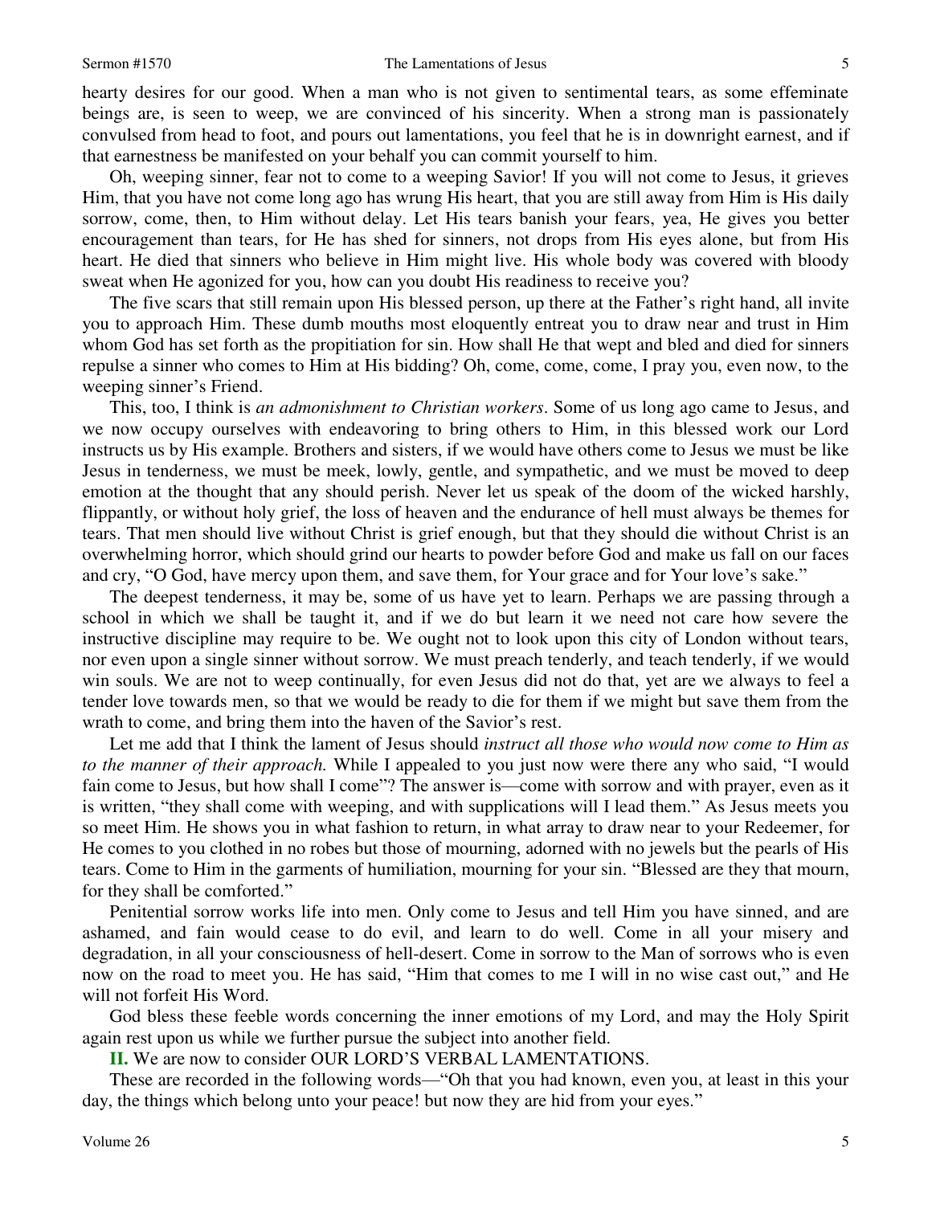hearty desires for our good. When a man who is not given to sentimental tears, as some effeminate beings are, is seen to weep, we are convinced of his sincerity. When a strong man is passionately convulsed from head to foot, and pours out lamentations, you feel that he is in downright earnest, and if that earnestness be manifested on your behalf you can commit yourself to him.

Oh, weeping sinner, fear not to come to a weeping Savior! If you will not come to Jesus, it grieves Him, that you have not come long ago has wrung His heart, that you are still away from Him is His daily sorrow, come, then, to Him without delay. Let His tears banish your fears, yea, He gives you better encouragement than tears, for He has shed for sinners, not drops from His eyes alone, but from His heart. He died that sinners who believe in Him might live. His whole body was covered with bloody sweat when He agonized for you, how can you doubt His readiness to receive you?

The five scars that still remain upon His blessed person, up there at the Father's right hand, all invite you to approach Him. These dumb mouths most eloquently entreat you to draw near and trust in Him whom God has set forth as the propitiation for sin. How shall He that wept and bled and died for sinners repulse a sinner who comes to Him at His bidding? Oh, come, come, come, I pray you, even now, to the weeping sinner's Friend.

This, too, I think is *an admonishment to Christian workers*. Some of us long ago came to Jesus, and we now occupy ourselves with endeavoring to bring others to Him, in this blessed work our Lord instructs us by His example. Brothers and sisters, if we would have others come to Jesus we must be like Jesus in tenderness, we must be meek, lowly, gentle, and sympathetic, and we must be moved to deep emotion at the thought that any should perish. Never let us speak of the doom of the wicked harshly, flippantly, or without holy grief, the loss of heaven and the endurance of hell must always be themes for tears. That men should live without Christ is grief enough, but that they should die without Christ is an overwhelming horror, which should grind our hearts to powder before God and make us fall on our faces and cry, "O God, have mercy upon them, and save them, for Your grace and for Your love's sake."

The deepest tenderness, it may be, some of us have yet to learn. Perhaps we are passing through a school in which we shall be taught it, and if we do but learn it we need not care how severe the instructive discipline may require to be. We ought not to look upon this city of London without tears, nor even upon a single sinner without sorrow. We must preach tenderly, and teach tenderly, if we would win souls. We are not to weep continually, for even Jesus did not do that, yet are we always to feel a tender love towards men, so that we would be ready to die for them if we might but save them from the wrath to come, and bring them into the haven of the Savior's rest.

Let me add that I think the lament of Jesus should *instruct all those who would now come to Him as to the manner of their approach.* While I appealed to you just now were there any who said, "I would fain come to Jesus, but how shall I come"? The answer is—come with sorrow and with prayer, even as it is written, "they shall come with weeping, and with supplications will I lead them." As Jesus meets you so meet Him. He shows you in what fashion to return, in what array to draw near to your Redeemer, for He comes to you clothed in no robes but those of mourning, adorned with no jewels but the pearls of His tears. Come to Him in the garments of humiliation, mourning for your sin. "Blessed are they that mourn, for they shall be comforted."

Penitential sorrow works life into men. Only come to Jesus and tell Him you have sinned, and are ashamed, and fain would cease to do evil, and learn to do well. Come in all your misery and degradation, in all your consciousness of hell-desert. Come in sorrow to the Man of sorrows who is even now on the road to meet you. He has said, "Him that comes to me I will in no wise cast out," and He will not forfeit His Word.

God bless these feeble words concerning the inner emotions of my Lord, and may the Holy Spirit again rest upon us while we further pursue the subject into another field.

**II.** We are now to consider OUR LORD'S VERBAL LAMENTATIONS.

These are recorded in the following words—"Oh that you had known, even you, at least in this your day, the things which belong unto your peace! but now they are hid from your eyes."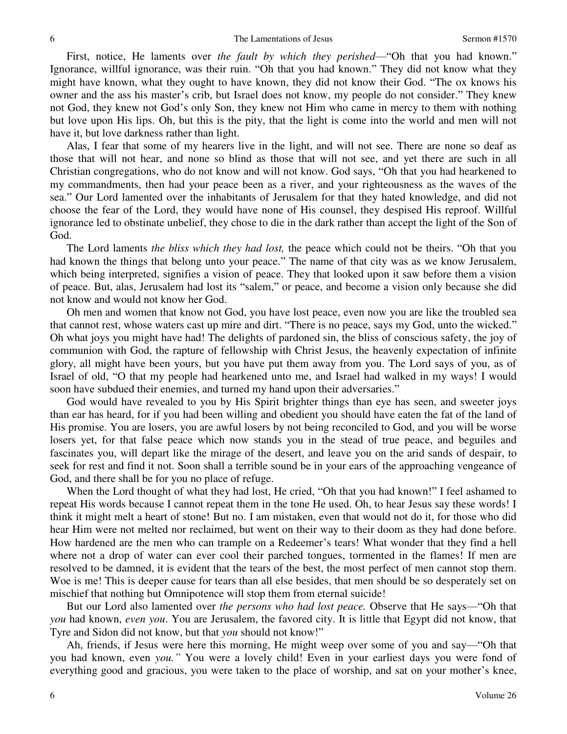First, notice, He laments over *the fault by which they perished*—"Oh that you had known." Ignorance, willful ignorance, was their ruin. "Oh that you had known." They did not know what they might have known, what they ought to have known, they did not know their God. "The ox knows his owner and the ass his master's crib, but Israel does not know, my people do not consider." They knew not God, they knew not God's only Son, they knew not Him who came in mercy to them with nothing but love upon His lips. Oh, but this is the pity, that the light is come into the world and men will not have it, but love darkness rather than light.

Alas, I fear that some of my hearers live in the light, and will not see. There are none so deaf as those that will not hear, and none so blind as those that will not see, and yet there are such in all Christian congregations, who do not know and will not know. God says, "Oh that you had hearkened to my commandments, then had your peace been as a river, and your righteousness as the waves of the sea." Our Lord lamented over the inhabitants of Jerusalem for that they hated knowledge, and did not choose the fear of the Lord, they would have none of His counsel, they despised His reproof. Willful ignorance led to obstinate unbelief, they chose to die in the dark rather than accept the light of the Son of God.

The Lord laments *the bliss which they had lost,* the peace which could not be theirs. "Oh that you had known the things that belong unto your peace." The name of that city was as we know Jerusalem, which being interpreted, signifies a vision of peace. They that looked upon it saw before them a vision of peace. But, alas, Jerusalem had lost its "salem," or peace, and become a vision only because she did not know and would not know her God.

Oh men and women that know not God, you have lost peace, even now you are like the troubled sea that cannot rest, whose waters cast up mire and dirt. "There is no peace, says my God, unto the wicked." Oh what joys you might have had! The delights of pardoned sin, the bliss of conscious safety, the joy of communion with God, the rapture of fellowship with Christ Jesus, the heavenly expectation of infinite glory, all might have been yours, but you have put them away from you. The Lord says of you, as of Israel of old, "O that my people had hearkened unto me, and Israel had walked in my ways! I would soon have subdued their enemies, and turned my hand upon their adversaries."

God would have revealed to you by His Spirit brighter things than eye has seen, and sweeter joys than ear has heard, for if you had been willing and obedient you should have eaten the fat of the land of His promise. You are losers, you are awful losers by not being reconciled to God, and you will be worse losers yet, for that false peace which now stands you in the stead of true peace, and beguiles and fascinates you, will depart like the mirage of the desert, and leave you on the arid sands of despair, to seek for rest and find it not. Soon shall a terrible sound be in your ears of the approaching vengeance of God, and there shall be for you no place of refuge.

When the Lord thought of what they had lost, He cried, "Oh that you had known!" I feel ashamed to repeat His words because I cannot repeat them in the tone He used. Oh, to hear Jesus say these words! I think it might melt a heart of stone! But no. I am mistaken, even that would not do it, for those who did hear Him were not melted nor reclaimed, but went on their way to their doom as they had done before. How hardened are the men who can trample on a Redeemer's tears! What wonder that they find a hell where not a drop of water can ever cool their parched tongues, tormented in the flames! If men are resolved to be damned, it is evident that the tears of the best, the most perfect of men cannot stop them. Woe is me! This is deeper cause for tears than all else besides, that men should be so desperately set on mischief that nothing but Omnipotence will stop them from eternal suicide!

But our Lord also lamented over *the persons who had lost peace.* Observe that He says—"Oh that *you* had known, *even you*. You are Jerusalem, the favored city. It is little that Egypt did not know, that Tyre and Sidon did not know, but that *you* should not know!"

Ah, friends, if Jesus were here this morning, He might weep over some of you and say—"Oh that you had known, even *you."* You were a lovely child! Even in your earliest days you were fond of everything good and gracious, you were taken to the place of worship, and sat on your mother's knee,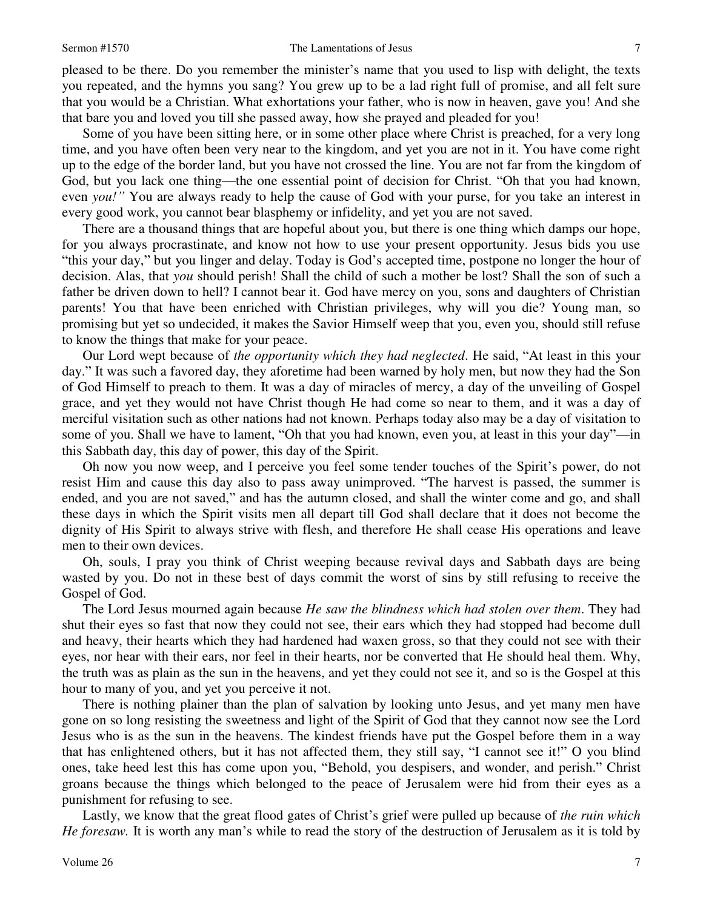pleased to be there. Do you remember the minister's name that you used to lisp with delight, the texts you repeated, and the hymns you sang? You grew up to be a lad right full of promise, and all felt sure that you would be a Christian. What exhortations your father, who is now in heaven, gave you! And she that bare you and loved you till she passed away, how she prayed and pleaded for you!

Some of you have been sitting here, or in some other place where Christ is preached, for a very long time, and you have often been very near to the kingdom, and yet you are not in it. You have come right up to the edge of the border land, but you have not crossed the line. You are not far from the kingdom of God, but you lack one thing—the one essential point of decision for Christ. "Oh that you had known, even *you!"* You are always ready to help the cause of God with your purse, for you take an interest in every good work, you cannot bear blasphemy or infidelity, and yet you are not saved.

There are a thousand things that are hopeful about you, but there is one thing which damps our hope, for you always procrastinate, and know not how to use your present opportunity. Jesus bids you use "this your day," but you linger and delay. Today is God's accepted time, postpone no longer the hour of decision. Alas, that *you* should perish! Shall the child of such a mother be lost? Shall the son of such a father be driven down to hell? I cannot bear it. God have mercy on you, sons and daughters of Christian parents! You that have been enriched with Christian privileges, why will you die? Young man, so promising but yet so undecided, it makes the Savior Himself weep that you, even you, should still refuse to know the things that make for your peace.

Our Lord wept because of *the opportunity which they had neglected*. He said, "At least in this your day." It was such a favored day, they aforetime had been warned by holy men, but now they had the Son of God Himself to preach to them. It was a day of miracles of mercy, a day of the unveiling of Gospel grace, and yet they would not have Christ though He had come so near to them, and it was a day of merciful visitation such as other nations had not known. Perhaps today also may be a day of visitation to some of you. Shall we have to lament, "Oh that you had known, even you, at least in this your day"—in this Sabbath day, this day of power, this day of the Spirit.

Oh now you now weep, and I perceive you feel some tender touches of the Spirit's power, do not resist Him and cause this day also to pass away unimproved. "The harvest is passed, the summer is ended, and you are not saved," and has the autumn closed, and shall the winter come and go, and shall these days in which the Spirit visits men all depart till God shall declare that it does not become the dignity of His Spirit to always strive with flesh, and therefore He shall cease His operations and leave men to their own devices.

Oh, souls, I pray you think of Christ weeping because revival days and Sabbath days are being wasted by you. Do not in these best of days commit the worst of sins by still refusing to receive the Gospel of God.

The Lord Jesus mourned again because *He saw the blindness which had stolen over them*. They had shut their eyes so fast that now they could not see, their ears which they had stopped had become dull and heavy, their hearts which they had hardened had waxen gross, so that they could not see with their eyes, nor hear with their ears, nor feel in their hearts, nor be converted that He should heal them. Why, the truth was as plain as the sun in the heavens, and yet they could not see it, and so is the Gospel at this hour to many of you, and yet you perceive it not.

There is nothing plainer than the plan of salvation by looking unto Jesus, and yet many men have gone on so long resisting the sweetness and light of the Spirit of God that they cannot now see the Lord Jesus who is as the sun in the heavens. The kindest friends have put the Gospel before them in a way that has enlightened others, but it has not affected them, they still say, "I cannot see it!" O you blind ones, take heed lest this has come upon you, "Behold, you despisers, and wonder, and perish." Christ groans because the things which belonged to the peace of Jerusalem were hid from their eyes as a punishment for refusing to see.

Lastly, we know that the great flood gates of Christ's grief were pulled up because of *the ruin which He foresaw.* It is worth any man's while to read the story of the destruction of Jerusalem as it is told by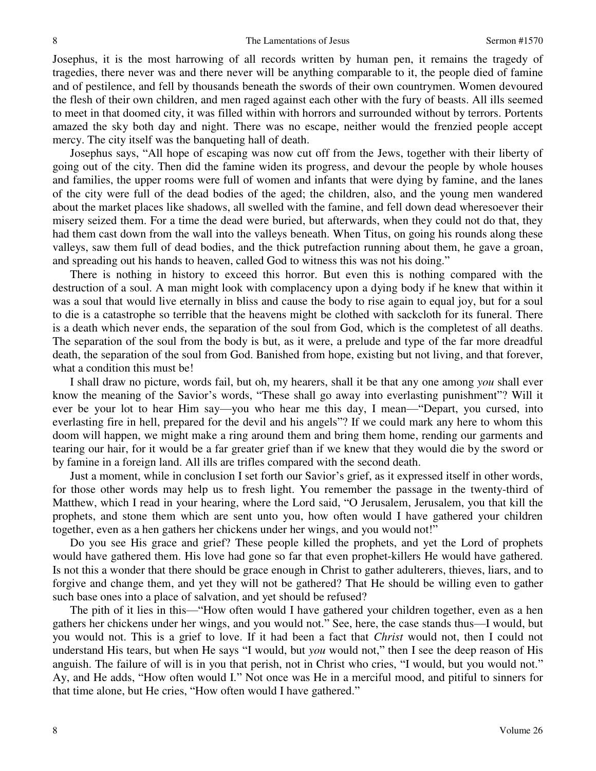Josephus, it is the most harrowing of all records written by human pen, it remains the tragedy of tragedies, there never was and there never will be anything comparable to it, the people died of famine and of pestilence, and fell by thousands beneath the swords of their own countrymen. Women devoured the flesh of their own children, and men raged against each other with the fury of beasts. All ills seemed to meet in that doomed city, it was filled within with horrors and surrounded without by terrors. Portents amazed the sky both day and night. There was no escape, neither would the frenzied people accept mercy. The city itself was the banqueting hall of death.

Josephus says, "All hope of escaping was now cut off from the Jews, together with their liberty of going out of the city. Then did the famine widen its progress, and devour the people by whole houses and families, the upper rooms were full of women and infants that were dying by famine, and the lanes of the city were full of the dead bodies of the aged; the children, also, and the young men wandered about the market places like shadows, all swelled with the famine, and fell down dead wheresoever their misery seized them. For a time the dead were buried, but afterwards, when they could not do that, they had them cast down from the wall into the valleys beneath. When Titus, on going his rounds along these valleys, saw them full of dead bodies, and the thick putrefaction running about them, he gave a groan, and spreading out his hands to heaven, called God to witness this was not his doing."

There is nothing in history to exceed this horror. But even this is nothing compared with the destruction of a soul. A man might look with complacency upon a dying body if he knew that within it was a soul that would live eternally in bliss and cause the body to rise again to equal joy, but for a soul to die is a catastrophe so terrible that the heavens might be clothed with sackcloth for its funeral. There is a death which never ends, the separation of the soul from God, which is the completest of all deaths. The separation of the soul from the body is but, as it were, a prelude and type of the far more dreadful death, the separation of the soul from God. Banished from hope, existing but not living, and that forever, what a condition this must be!

I shall draw no picture, words fail, but oh, my hearers, shall it be that any one among *you* shall ever know the meaning of the Savior's words, "These shall go away into everlasting punishment"? Will it ever be your lot to hear Him say—you who hear me this day, I mean—"Depart, you cursed, into everlasting fire in hell, prepared for the devil and his angels"? If we could mark any here to whom this doom will happen, we might make a ring around them and bring them home, rending our garments and tearing our hair, for it would be a far greater grief than if we knew that they would die by the sword or by famine in a foreign land. All ills are trifles compared with the second death.

Just a moment, while in conclusion I set forth our Savior's grief, as it expressed itself in other words, for those other words may help us to fresh light. You remember the passage in the twenty-third of Matthew, which I read in your hearing, where the Lord said, "O Jerusalem, Jerusalem, you that kill the prophets, and stone them which are sent unto you, how often would I have gathered your children together, even as a hen gathers her chickens under her wings, and you would not!"

Do you see His grace and grief? These people killed the prophets, and yet the Lord of prophets would have gathered them. His love had gone so far that even prophet-killers He would have gathered. Is not this a wonder that there should be grace enough in Christ to gather adulterers, thieves, liars, and to forgive and change them, and yet they will not be gathered? That He should be willing even to gather such base ones into a place of salvation, and yet should be refused?

The pith of it lies in this—"How often would I have gathered your children together, even as a hen gathers her chickens under her wings, and you would not." See, here, the case stands thus—I would, but you would not. This is a grief to love. If it had been a fact that *Christ* would not, then I could not understand His tears, but when He says "I would, but *you* would not," then I see the deep reason of His anguish. The failure of will is in you that perish, not in Christ who cries, "I would, but you would not." Ay, and He adds, "How often would I." Not once was He in a merciful mood, and pitiful to sinners for that time alone, but He cries, "How often would I have gathered."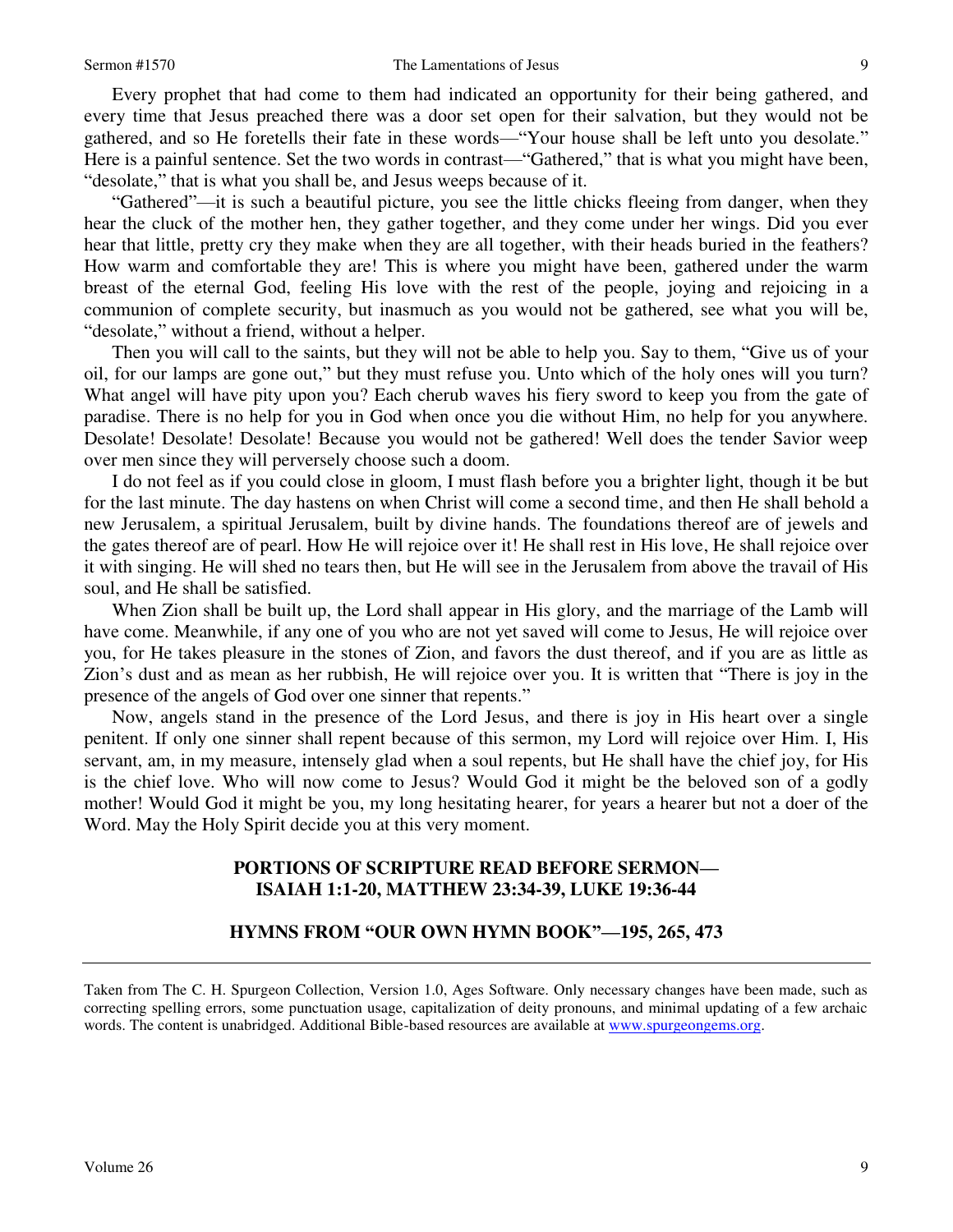Every prophet that had come to them had indicated an opportunity for their being gathered, and every time that Jesus preached there was a door set open for their salvation, but they would not be gathered, and so He foretells their fate in these words—"Your house shall be left unto you desolate." Here is a painful sentence. Set the two words in contrast—"Gathered," that is what you might have been, "desolate," that is what you shall be, and Jesus weeps because of it.

"Gathered"—it is such a beautiful picture, you see the little chicks fleeing from danger, when they hear the cluck of the mother hen, they gather together, and they come under her wings. Did you ever hear that little, pretty cry they make when they are all together, with their heads buried in the feathers? How warm and comfortable they are! This is where you might have been, gathered under the warm breast of the eternal God, feeling His love with the rest of the people, joying and rejoicing in a communion of complete security, but inasmuch as you would not be gathered, see what you will be, "desolate," without a friend, without a helper.

Then you will call to the saints, but they will not be able to help you. Say to them, "Give us of your oil, for our lamps are gone out," but they must refuse you. Unto which of the holy ones will you turn? What angel will have pity upon you? Each cherub waves his fiery sword to keep you from the gate of paradise. There is no help for you in God when once you die without Him, no help for you anywhere. Desolate! Desolate! Desolate! Because you would not be gathered! Well does the tender Savior weep over men since they will perversely choose such a doom.

I do not feel as if you could close in gloom, I must flash before you a brighter light, though it be but for the last minute. The day hastens on when Christ will come a second time, and then He shall behold a new Jerusalem, a spiritual Jerusalem, built by divine hands. The foundations thereof are of jewels and the gates thereof are of pearl. How He will rejoice over it! He shall rest in His love, He shall rejoice over it with singing. He will shed no tears then, but He will see in the Jerusalem from above the travail of His soul, and He shall be satisfied.

When Zion shall be built up, the Lord shall appear in His glory, and the marriage of the Lamb will have come. Meanwhile, if any one of you who are not yet saved will come to Jesus, He will rejoice over you, for He takes pleasure in the stones of Zion, and favors the dust thereof, and if you are as little as Zion's dust and as mean as her rubbish, He will rejoice over you. It is written that "There is joy in the presence of the angels of God over one sinner that repents."

Now, angels stand in the presence of the Lord Jesus, and there is joy in His heart over a single penitent. If only one sinner shall repent because of this sermon, my Lord will rejoice over Him. I, His servant, am, in my measure, intensely glad when a soul repents, but He shall have the chief joy, for His is the chief love. Who will now come to Jesus? Would God it might be the beloved son of a godly mother! Would God it might be you, my long hesitating hearer, for years a hearer but not a doer of the Word. May the Holy Spirit decide you at this very moment.

**PORTIONS OF SCRIPTURE READ BEFORE SERMON—**
**ISAIAH 1:1-20, MATTHEW 23:34-39, LUKE 19:36-44**

**HYMNS FROM "OUR OWN HYMN BOOK"—195, 265, 473**

---

Taken from The C. H. Spurgeon Collection, Version 1.0, Ages Software. Only necessary changes have been made, such as correcting spelling errors, some punctuation usage, capitalization of deity pronouns, and minimal updating of a few archaic words. The content is unabridged. Additional Bible-based resources are available at www.spurgeongems.org.